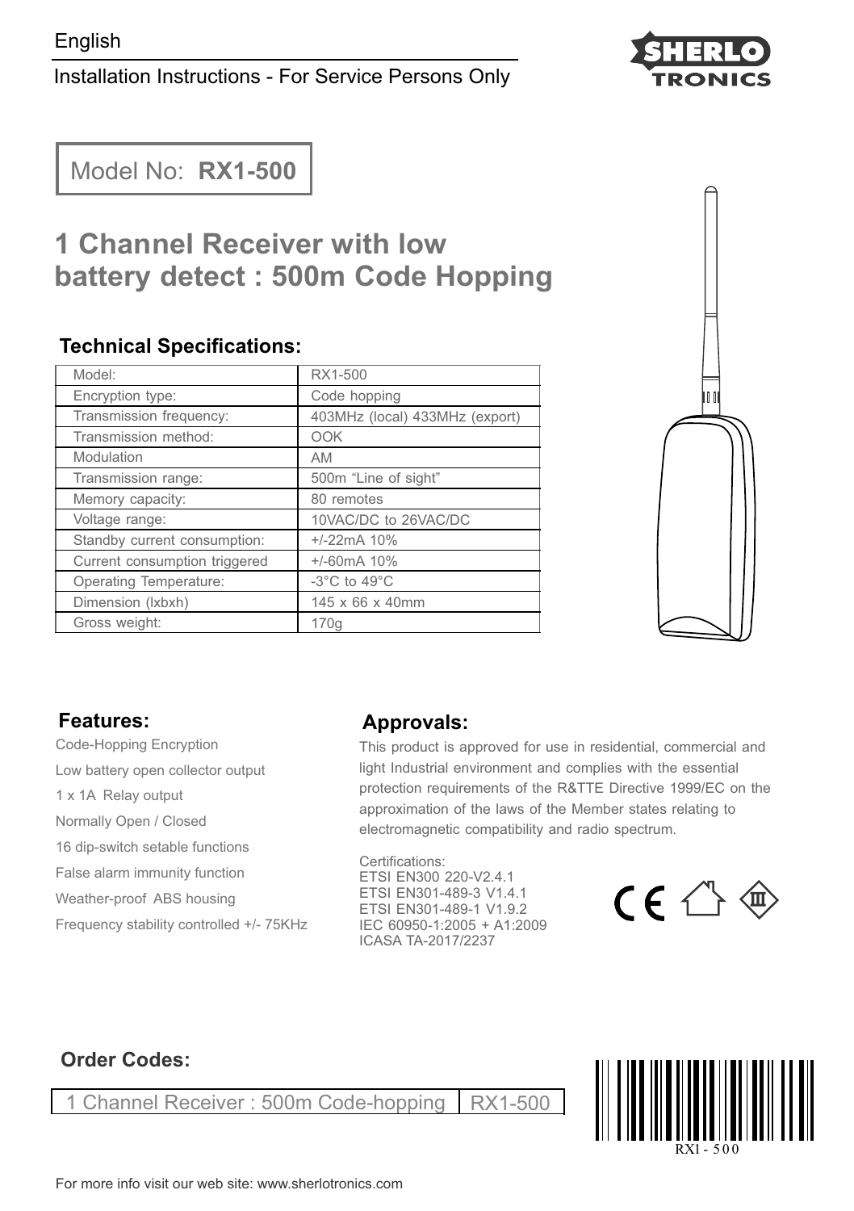English

Installation Instructions - For Service Persons Only

Model No: **RX1-500**

# 1 Channel Receiver with low battery detect : 500m Code Hopping

## Technical Specifications:

| Model: | RX1-500 |
|---|---|
| Encryption type: | Code hopping |
| Transmission frequency: | 403MHz (local) 433MHz (export) |
| Transmission method: | OOK |
| Modulation | AM |
| Transmission range: | 500m "Line of sight" |
| Memory capacity: | 80 remotes |
| Voltage range: | 10VAC/DC to 26VAC/DC |
| Standby current consumption: | +/-22mA 10% |
| Current consumption triggered | +/-60mA 10% |
| Operating Temperature: | -3°C to 49°C |
| Dimension (lxbxh) | 145 x 66 x 40mm |
| Gross weight: | 170g |

## Features:

Code-Hopping Encryption

Low battery open collector output

1 x 1A Relay output

Normally Open / Closed

16 dip-switch setable functions

False alarm immunity function

Weather-proof ABS housing

Frequency stability controlled +/- 75KHz

## Approvals:

This product is approved for use in residential, commercial and light Industrial environment and complies with the essential protection requirements of the R&TTE Directive 1999/EC on the approximation of the laws of the Member states relating to electromagnetic compatibility and radio spectrum.

Certifications:
ETSI EN300 220-V2.4.1
ETSI EN301-489-3 V1.4.1
ETSI EN301-489-1 V1.9.2
IEC 60950-1:2005 + A1:2009
ICASA TA-2017/2237

## Order Codes:

| 1 Channel Receiver : 500m Code-hopping | RX1-500 |
|---|---|

RX1 - 500

For more info visit our web site: www.sherlotronics.com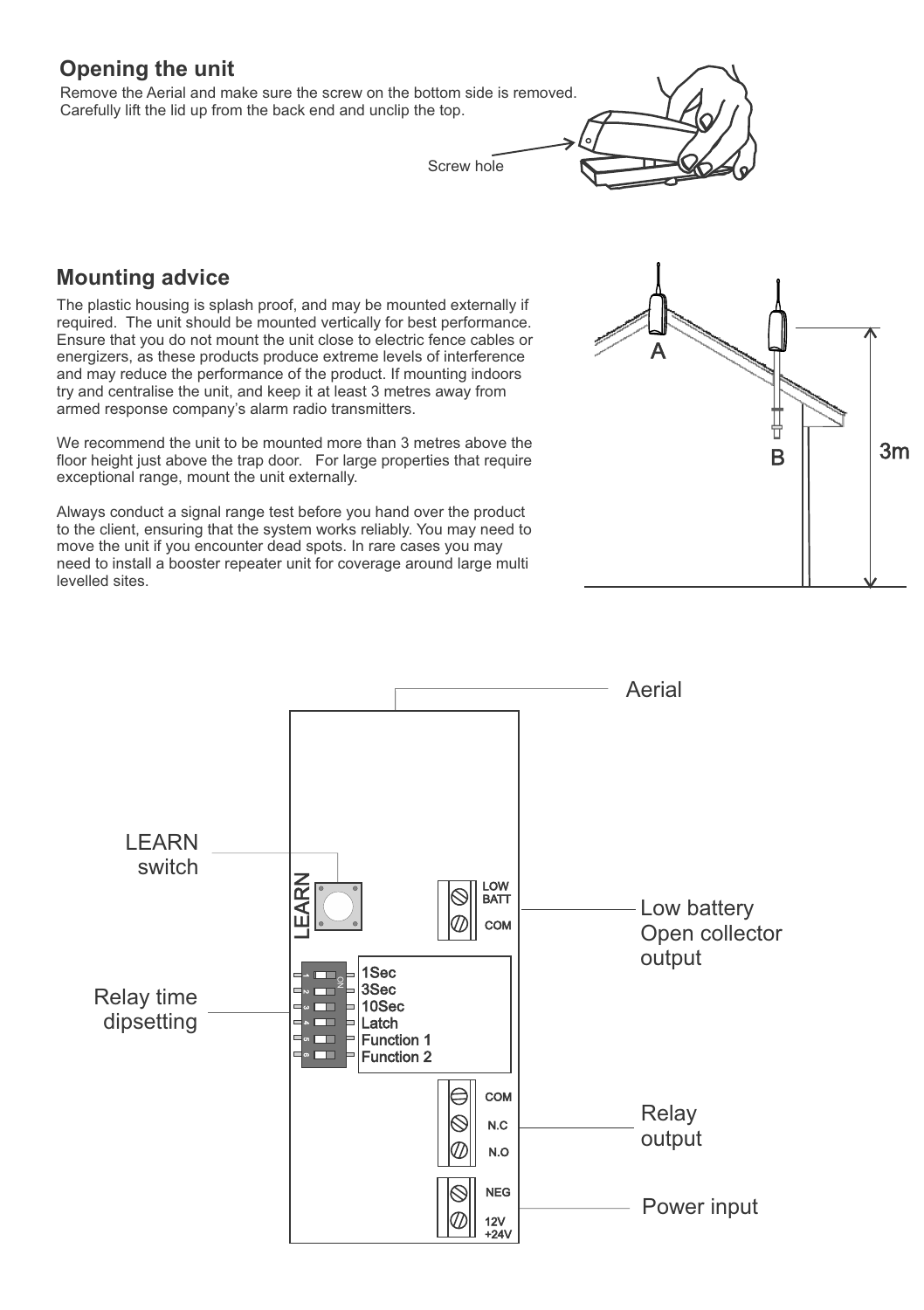## Opening the unit

Remove the Aerial and make sure the screw on the bottom side is removed. Carefully lift the lid up from the back end and unclip the top.

Screw hole

## Mounting advice

The plastic housing is splash proof, and may be mounted externally if required. The unit should be mounted vertically for best performance. Ensure that you do not mount the unit close to electric fence cables or energizers, as these products produce extreme levels of interference and may reduce the performance of the product. If mounting indoors try and centralise the unit, and keep it at least 3 metres away from armed response company's alarm radio transmitters.

We recommend the unit to be mounted more than 3 metres above the floor height just above the trap door. For large properties that require exceptional range, mount the unit externally.

Always conduct a signal range test before you hand over the product to the client, ensuring that the system works reliably. You may need to move the unit if you encounter dead spots. In rare cases you may need to install a booster repeater unit for coverage around large multi levelled sites.

A

B

3m

Aerial

LEARN switch

LEARN

LOW BATT

COM

Low battery Open collector output

Relay time dipsetting

1Sec
3Sec
10Sec
Latch
Function 1
Function 2

COM
N.C
N.O

Relay output

NEG
12V +24V

Power input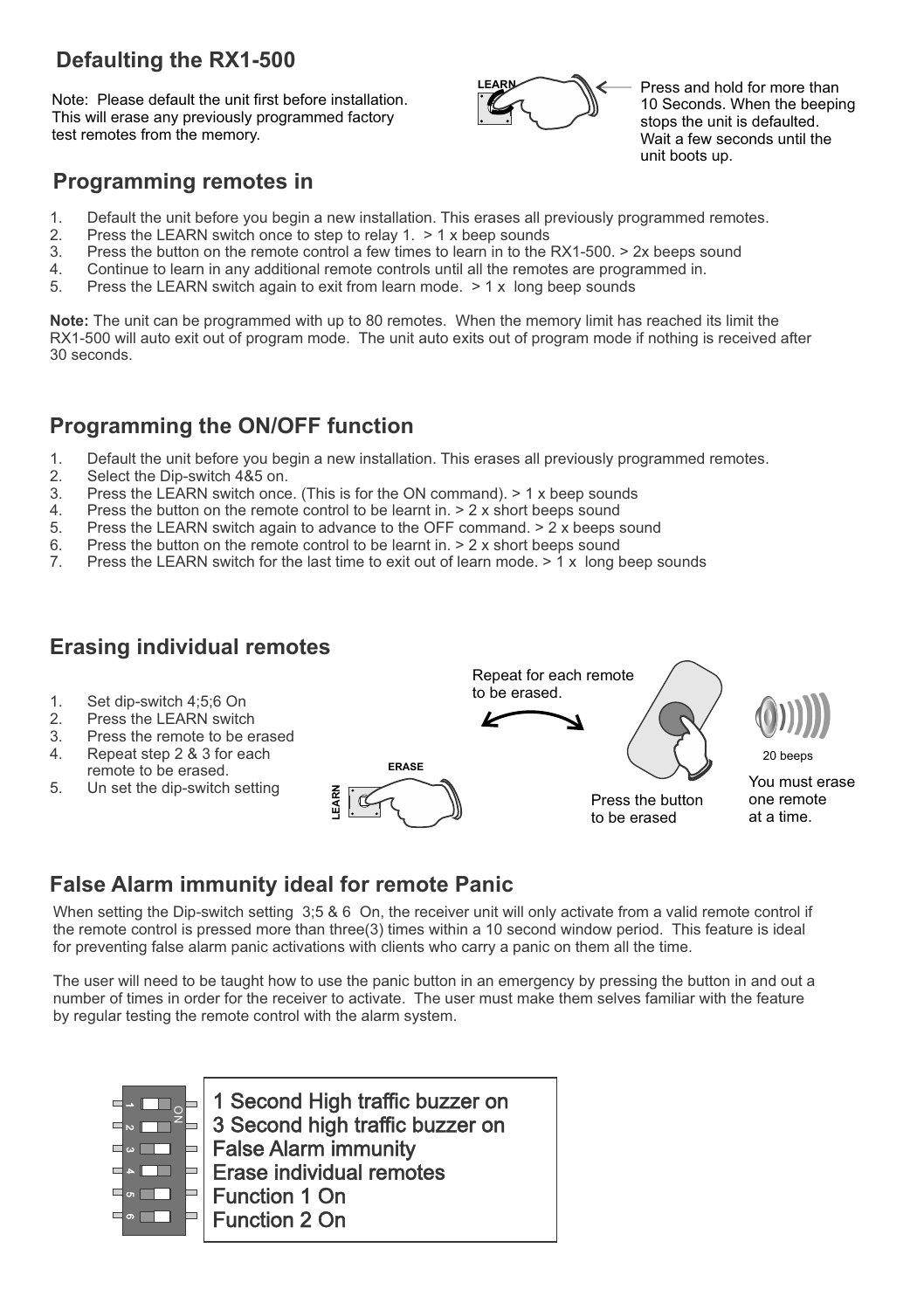## Defaulting the RX1-500

Note: Please default the unit first before installation. This will erase any previously programmed factory test remotes from the memory.

LEARN

Press and hold for more than 10 Seconds. When the beeping stops the unit is defaulted. Wait a few seconds until the unit boots up.

## Programming remotes in

1. Default the unit before you begin a new installation. This erases all previously programmed remotes.
2. Press the LEARN switch once to step to relay 1. > 1 x beep sounds
3. Press the button on the remote control a few times to learn in to the RX1-500. > 2x beeps sound
4. Continue to learn in any additional remote controls until all the remotes are programmed in.
5. Press the LEARN switch again to exit from learn mode. > 1 x long beep sounds

**Note:** The unit can be programmed with up to 80 remotes. When the memory limit has reached its limit the RX1-500 will auto exit out of program mode. The unit auto exits out of program mode if nothing is received after 30 seconds.

## Programming the ON/OFF function

1. Default the unit before you begin a new installation. This erases all previously programmed remotes.
2. Select the Dip-switch 4&5 on.
3. Press the LEARN switch once. (This is for the ON command). > 1 x beep sounds
4. Press the button on the remote control to be learnt in. > 2 x short beeps sound
5. Press the LEARN switch again to advance to the OFF command. > 2 x beeps sound
6. Press the button on the remote control to be learnt in. > 2 x short beeps sound
7. Press the LEARN switch for the last time to exit out of learn mode. > 1 x long beep sounds

## Erasing individual remotes

1. Set dip-switch 4;5;6 On
2. Press the LEARN switch
3. Press the remote to be erased
4. Repeat step 2 & 3 for each remote to be erased.
5. Un set the dip-switch setting

ERASE

LEARN

Repeat for each remote to be erased.

Press the button to be erased

20 beeps

You must erase one remote at a time.

## False Alarm immunity ideal for remote Panic

When setting the Dip-switch setting 3;5 & 6 On, the receiver unit will only activate from a valid remote control if the remote control is pressed more than three(3) times within a 10 second window period. This feature is ideal for preventing false alarm panic activations with clients who carry a panic on them all the time.

The user will need to be taught how to use the panic button in an emergency by pressing the button in and out a number of times in order for the receiver to activate. The user must make them selves familiar with the feature by regular testing the remote control with the alarm system.

| Dip-switch (ON) | Function |
|---|---|
| 1 | 1 Second High traffic buzzer on |
| 2 | 3 Second high traffic buzzer on |
| 3 | False Alarm immunity |
| 4 | Erase individual remotes |
| 5 | Function 1 On |
| 6 | Function 2 On |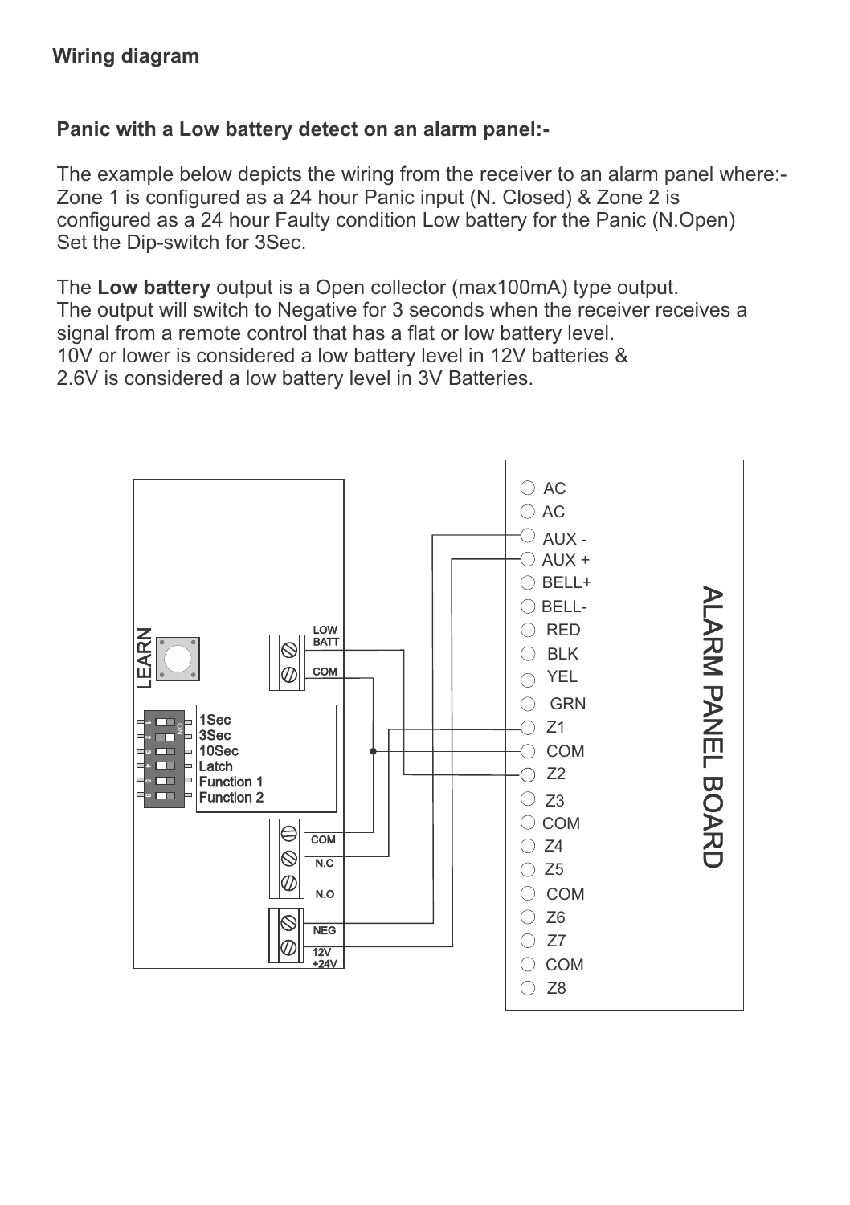**Wiring diagram**

**Panic with a Low battery detect on an alarm panel:-**

The example below depicts the wiring from the receiver to an alarm panel where:-
Zone 1 is configured as a 24 hour Panic input (N. Closed) & Zone 2 is configured as a 24 hour Faulty condition Low battery for the Panic (N.Open)
Set the Dip-switch for 3Sec.

The **Low battery** output is a Open collector (max100mA) type output.
The output will switch to Negative for 3 seconds when the receiver receives a signal from a remote control that has a flat or low battery level.
10V or lower is considered a low battery level in 12V batteries &
2.6V is considered a low battery level in 3V Batteries.

LEARN

LOW BATT
COM

1Sec
3Sec
10Sec
Latch
Function 1
Function 2

COM
N.C
N.O

NEG
12V +24V

ALARM PANEL BOARD

AC
AC
AUX -
AUX +
BELL+
BELL-
RED
BLK
YEL
GRN
Z1
COM
Z2
Z3
COM
Z4
Z5
COM
Z6
Z7
COM
Z8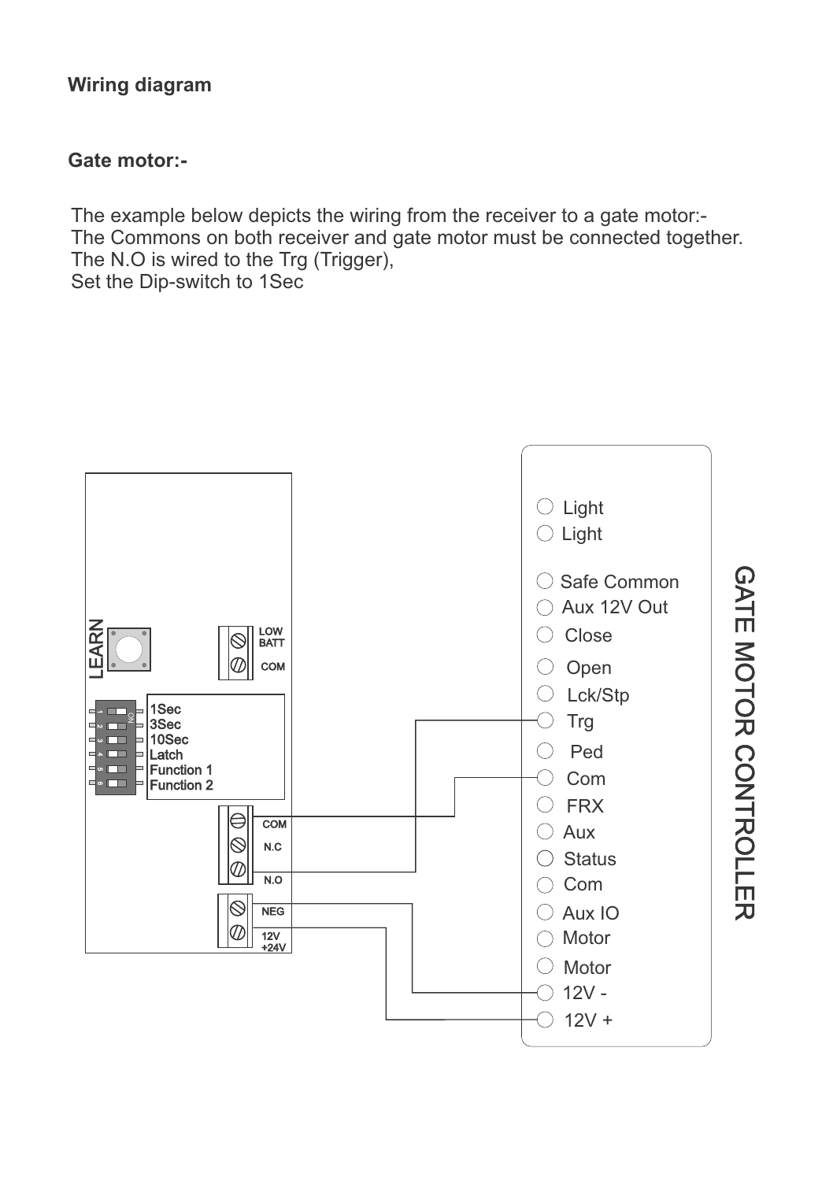**Wiring diagram**

**Gate motor:-**

The example below depicts the wiring from the receiver to a gate motor:-
The Commons on both receiver and gate motor must be connected together.
The N.O is wired to the Trg (Trigger),
Set the Dip-switch to 1Sec

LEARN

LOW BATT

COM

1Sec
3Sec
10Sec
Latch
Function 1
Function 2

COM

N.C

N.O

NEG

12V +24V

GATE MOTOR CONTROLLER

Light
Light
Safe Common
Aux 12V Out
Close
Open
Lck/Stp
Trg
Ped
Com
FRX
Aux
Status
Com
Aux IO
Motor
Motor
12V -
12V +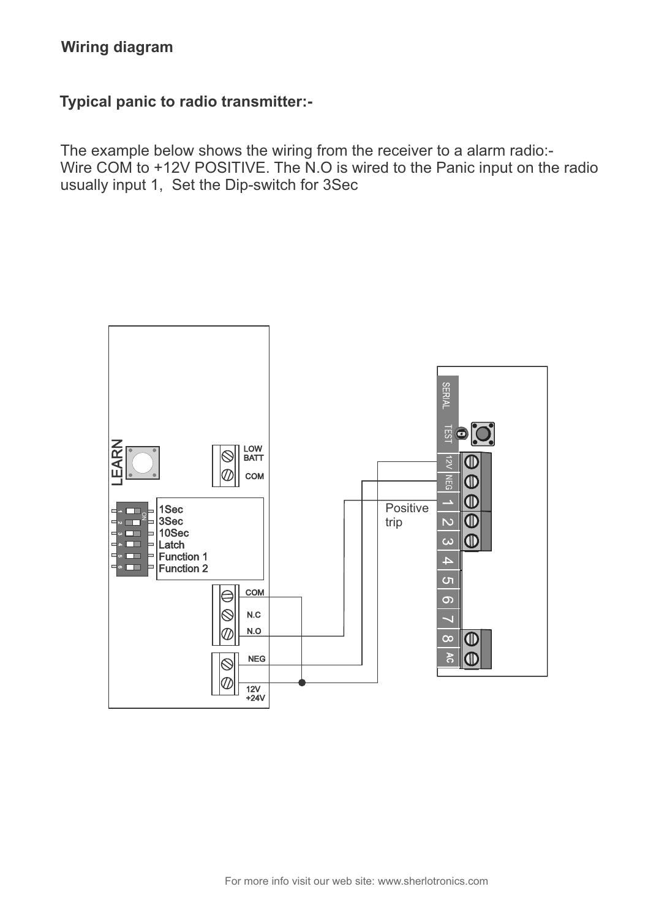## Wiring diagram

### Typical panic to radio transmitter:-

The example below shows the wiring from the receiver to a alarm radio:-
Wire COM to +12V POSITIVE. The N.O is wired to the Panic input on the radio usually input 1,  Set the Dip-switch for 3Sec

LEARN

LOW BATT
COM

1Sec
3Sec
10Sec
Latch
Function 1
Function 2

COM
N.C
N.O

NEG
12V +24V

Positive trip

SERIAL
TEST
12V
NEG
1
2
3
4
5
6
7
8
AC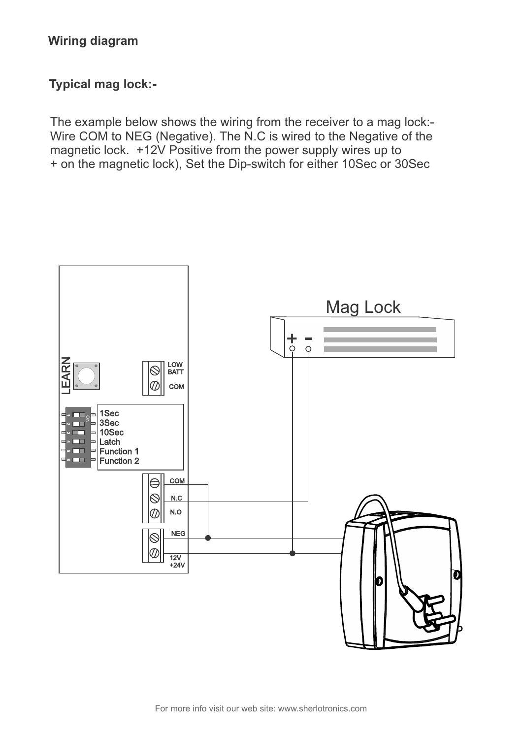**Wiring diagram**

**Typical mag lock:-**

The example below shows the wiring from the receiver to a mag lock:-
Wire COM to NEG (Negative). The N.C is wired to the Negative of the magnetic lock.  +12V Positive from the power supply wires up to + on the magnetic lock), Set the Dip-switch for either 10Sec or 30Sec

For more info visit our web site: www.sherlotronics.com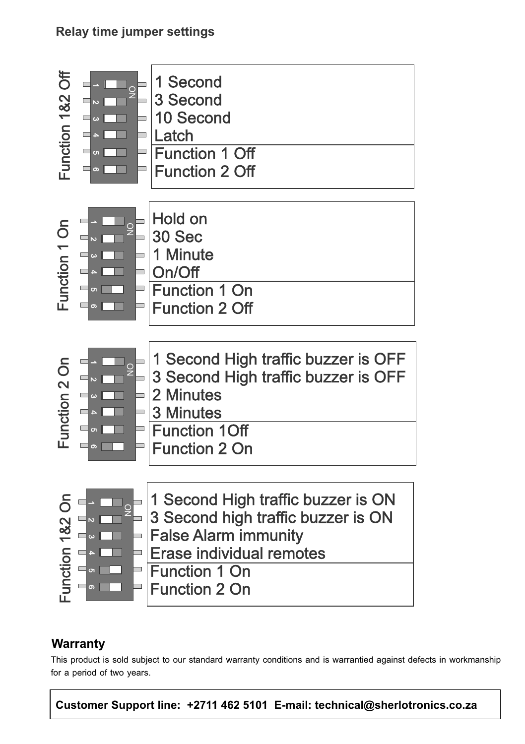**Relay time jumper settings**

Function 1&2 Off

1 Second
3 Second
10 Second
Latch
Function 1 Off
Function 2 Off

Function 1 On

Hold on
30 Sec
1 Minute
On/Off
Function 1 On
Function 2 Off

Function 2 On

1 Second High traffic buzzer is OFF
3 Second High traffic buzzer is OFF
2 Minutes
3 Minutes
Function 1Off
Function 2 On

Function 1&2 On

1 Second High traffic buzzer is ON
3 Second high traffic buzzer is ON
False Alarm immunity
Erase individual remotes
Function 1 On
Function 2 On

## Warranty

This product is sold subject to our standard warranty conditions and is warrantied against defects in workmanship for a period of two years.

**Customer Support line: +2711 462 5101 E-mail: technical@sherlotronics.co.za**